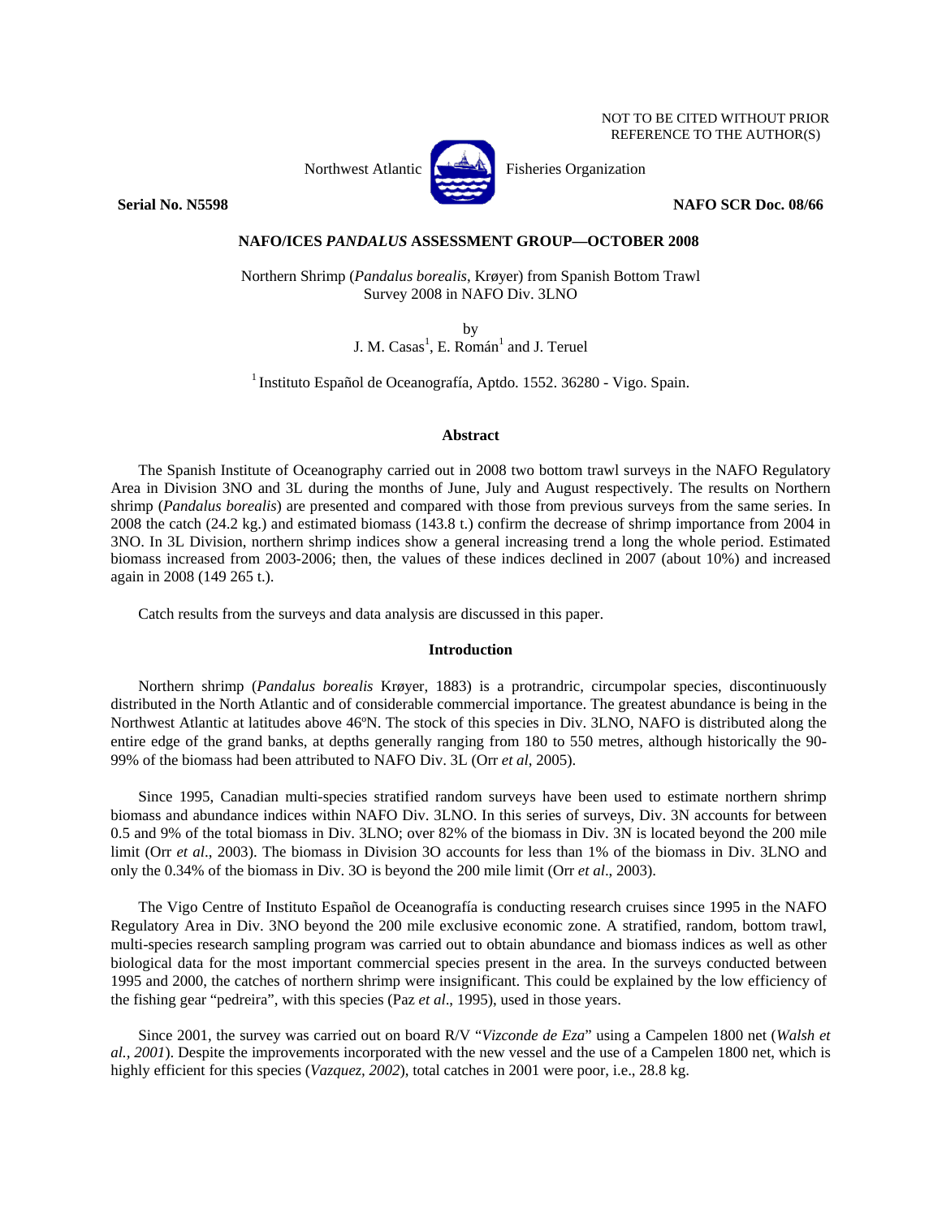NOT TO BE CITED WITHOUT PRIOR REFERENCE TO THE AUTHOR(S)

Northwest Atlantic Fisheries Organization

**Serial No. N5598** **NAFO SCR Doc. 08/66**

## NAFO/ICES *PANDALUS* ASSESSMENT GROUP—OCTOBER 2008

Northern Shrimp (*Pandalus borealis*, Krøyer) from Spanish Bottom Trawl Survey 2008 in NAFO Div. 3LNO

by

J. M. Casas[1], E. Román[1] and J. Teruel

[1] Instituto Español de Oceanografía, Aptdo. 1552. 36280 - Vigo. Spain.

### Abstract

The Spanish Institute of Oceanography carried out in 2008 two bottom trawl surveys in the NAFO Regulatory Area in Division 3NO and 3L during the months of June, July and August respectively. The results on Northern shrimp (*Pandalus borealis*) are presented and compared with those from previous surveys from the same series. In 2008 the catch (24.2 kg.) and estimated biomass (143.8 t.) confirm the decrease of shrimp importance from 2004 in 3NO. In 3L Division, northern shrimp indices show a general increasing trend a long the whole period. Estimated biomass increased from 2003-2006; then, the values of these indices declined in 2007 (about 10%) and increased again in 2008 (149 265 t.).

Catch results from the surveys and data analysis are discussed in this paper.

### Introduction

Northern shrimp (*Pandalus borealis* Krøyer, 1883) is a protrandric, circumpolar species, discontinuously distributed in the North Atlantic and of considerable commercial importance. The greatest abundance is being in the Northwest Atlantic at latitudes above 46ºN. The stock of this species in Div. 3LNO, NAFO is distributed along the entire edge of the grand banks, at depths generally ranging from 180 to 550 metres, although historically the 90-99% of the biomass had been attributed to NAFO Div. 3L (Orr *et al*, 2005).

Since 1995, Canadian multi-species stratified random surveys have been used to estimate northern shrimp biomass and abundance indices within NAFO Div. 3LNO. In this series of surveys, Div. 3N accounts for between 0.5 and 9% of the total biomass in Div. 3LNO; over 82% of the biomass in Div. 3N is located beyond the 200 mile limit (Orr *et al*., 2003). The biomass in Division 3O accounts for less than 1% of the biomass in Div. 3LNO and only the 0.34% of the biomass in Div. 3O is beyond the 200 mile limit (Orr *et al*., 2003).

The Vigo Centre of Instituto Español de Oceanografía is conducting research cruises since 1995 in the NAFO Regulatory Area in Div. 3NO beyond the 200 mile exclusive economic zone. A stratified, random, bottom trawl, multi-species research sampling program was carried out to obtain abundance and biomass indices as well as other biological data for the most important commercial species present in the area. In the surveys conducted between 1995 and 2000, the catches of northern shrimp were insignificant. This could be explained by the low efficiency of the fishing gear "pedreira", with this species (Paz *et al*., 1995), used in those years.

Since 2001, the survey was carried out on board R/V "*Vizconde de Eza*" using a Campelen 1800 net (*Walsh et al., 2001*). Despite the improvements incorporated with the new vessel and the use of a Campelen 1800 net, which is highly efficient for this species (*Vazquez, 2002*), total catches in 2001 were poor, i.e., 28.8 kg.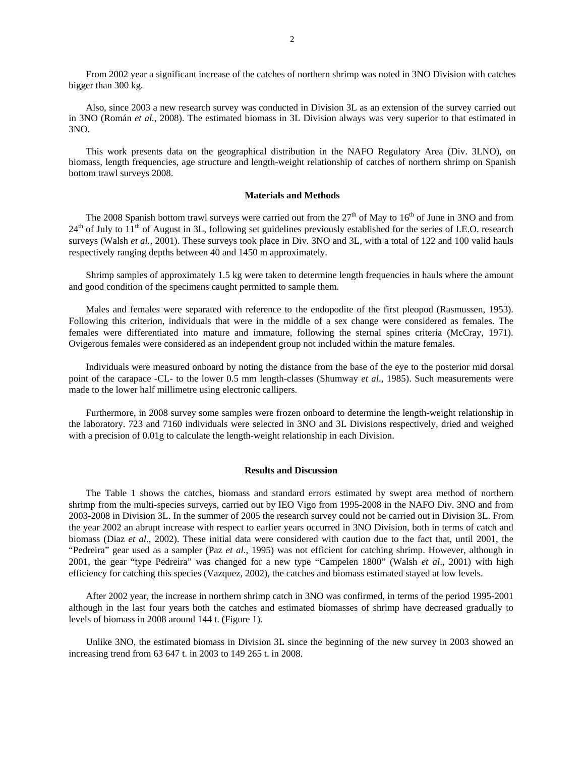From 2002 year a significant increase of the catches of northern shrimp was noted in 3NO Division with catches bigger than 300 kg.

Also, since 2003 a new research survey was conducted in Division 3L as an extension of the survey carried out in 3NO (Román *et al.*, 2008). The estimated biomass in 3L Division always was very superior to that estimated in 3NO.

This work presents data on the geographical distribution in the NAFO Regulatory Area (Div. 3LNO), on biomass, length frequencies, age structure and length-weight relationship of catches of northern shrimp on Spanish bottom trawl surveys 2008.

## Materials and Methods

The 2008 Spanish bottom trawl surveys were carried out from the 27th of May to 16th of June in 3NO and from 24th of July to 11th of August in 3L, following set guidelines previously established for the series of I.E.O. research surveys (Walsh *et al.*, 2001). These surveys took place in Div. 3NO and 3L, with a total of 122 and 100 valid hauls respectively ranging depths between 40 and 1450 m approximately.

Shrimp samples of approximately 1.5 kg were taken to determine length frequencies in hauls where the amount and good condition of the specimens caught permitted to sample them.

Males and females were separated with reference to the endopodite of the first pleopod (Rasmussen, 1953). Following this criterion, individuals that were in the middle of a sex change were considered as females. The females were differentiated into mature and immature, following the sternal spines criteria (McCray, 1971). Ovigerous females were considered as an independent group not included within the mature females.

Individuals were measured onboard by noting the distance from the base of the eye to the posterior mid dorsal point of the carapace -CL- to the lower 0.5 mm length-classes (Shumway *et al*., 1985). Such measurements were made to the lower half millimetre using electronic callipers.

Furthermore, in 2008 survey some samples were frozen onboard to determine the length-weight relationship in the laboratory. 723 and 7160 individuals were selected in 3NO and 3L Divisions respectively, dried and weighed with a precision of 0.01g to calculate the length-weight relationship in each Division.

## Results and Discussion

The Table 1 shows the catches, biomass and standard errors estimated by swept area method of northern shrimp from the multi-species surveys, carried out by IEO Vigo from 1995-2008 in the NAFO Div. 3NO and from 2003-2008 in Division 3L. In the summer of 2005 the research survey could not be carried out in Division 3L. From the year 2002 an abrupt increase with respect to earlier years occurred in 3NO Division, both in terms of catch and biomass (Diaz *et al*., 2002). These initial data were considered with caution due to the fact that, until 2001, the "Pedreira" gear used as a sampler (Paz *et al*., 1995) was not efficient for catching shrimp. However, although in 2001, the gear "type Pedreira" was changed for a new type "Campelen 1800" (Walsh *et al*., 2001) with high efficiency for catching this species (Vazquez, 2002), the catches and biomass estimated stayed at low levels.

After 2002 year, the increase in northern shrimp catch in 3NO was confirmed, in terms of the period 1995-2001 although in the last four years both the catches and estimated biomasses of shrimp have decreased gradually to levels of biomass in 2008 around 144 t. (Figure 1).

Unlike 3NO, the estimated biomass in Division 3L since the beginning of the new survey in 2003 showed an increasing trend from 63 647 t. in 2003 to 149 265 t. in 2008.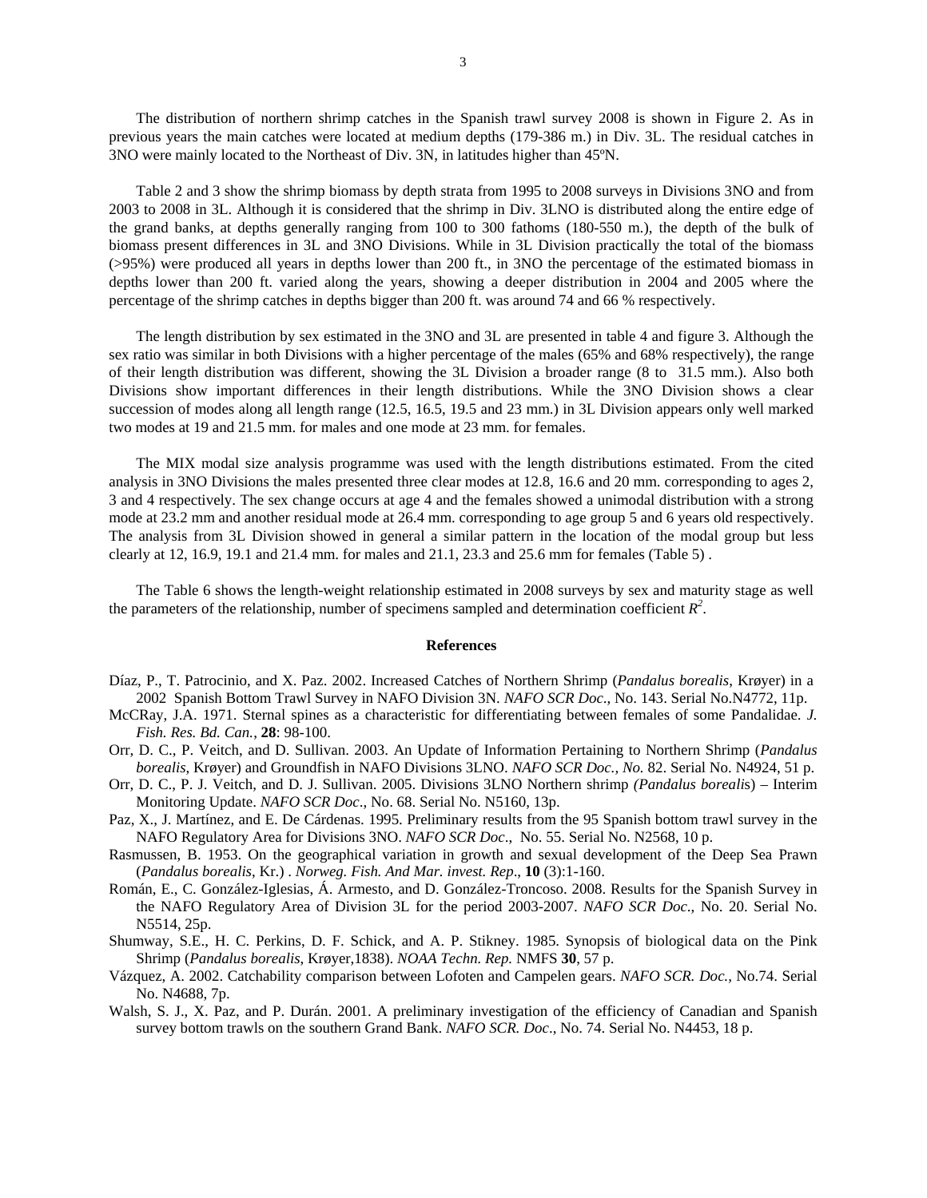The distribution of northern shrimp catches in the Spanish trawl survey 2008 is shown in Figure 2. As in previous years the main catches were located at medium depths (179-386 m.) in Div. 3L. The residual catches in 3NO were mainly located to the Northeast of Div. 3N, in latitudes higher than 45ºN.

Table 2 and 3 show the shrimp biomass by depth strata from 1995 to 2008 surveys in Divisions 3NO and from 2003 to 2008 in 3L. Although it is considered that the shrimp in Div. 3LNO is distributed along the entire edge of the grand banks, at depths generally ranging from 100 to 300 fathoms (180-550 m.), the depth of the bulk of biomass present differences in 3L and 3NO Divisions. While in 3L Division practically the total of the biomass (>95%) were produced all years in depths lower than 200 ft., in 3NO the percentage of the estimated biomass in depths lower than 200 ft. varied along the years, showing a deeper distribution in 2004 and 2005 where the percentage of the shrimp catches in depths bigger than 200 ft. was around 74 and 66 % respectively.

The length distribution by sex estimated in the 3NO and 3L are presented in table 4 and figure 3. Although the sex ratio was similar in both Divisions with a higher percentage of the males (65% and 68% respectively), the range of their length distribution was different, showing the 3L Division a broader range (8 to 31.5 mm.). Also both Divisions show important differences in their length distributions. While the 3NO Division shows a clear succession of modes along all length range (12.5, 16.5, 19.5 and 23 mm.) in 3L Division appears only well marked two modes at 19 and 21.5 mm. for males and one mode at 23 mm. for females.

The MIX modal size analysis programme was used with the length distributions estimated. From the cited analysis in 3NO Divisions the males presented three clear modes at 12.8, 16.6 and 20 mm. corresponding to ages 2, 3 and 4 respectively. The sex change occurs at age 4 and the females showed a unimodal distribution with a strong mode at 23.2 mm and another residual mode at 26.4 mm. corresponding to age group 5 and 6 years old respectively. The analysis from 3L Division showed in general a similar pattern in the location of the modal group but less clearly at 12, 16.9, 19.1 and 21.4 mm. for males and 21.1, 23.3 and 25.6 mm for females (Table 5) .

The Table 6 shows the length-weight relationship estimated in 2008 surveys by sex and maturity stage as well the parameters of the relationship, number of specimens sampled and determination coefficient $R^2$.

## References

Díaz, P., T. Patrocinio, and X. Paz. 2002. Increased Catches of Northern Shrimp (*Pandalus borealis*, Krøyer) in a 2002 Spanish Bottom Trawl Survey in NAFO Division 3N. *NAFO SCR Doc*., No. 143. Serial No.N4772, 11p.

McCRay, J.A. 1971. Sternal spines as a characteristic for differentiating between females of some Pandalidae. *J. Fish. Res. Bd. Can.*, **28**: 98-100.

Orr, D. C., P. Veitch, and D. Sullivan. 2003. An Update of Information Pertaining to Northern Shrimp (*Pandalus borealis*, Krøyer) and Groundfish in NAFO Divisions 3LNO. *NAFO SCR Doc., No.* 82. Serial No. N4924, 51 p.

Orr, D. C., P. J. Veitch, and D. J. Sullivan. 2005. Divisions 3LNO Northern shrimp *(Pandalus borealis*) – Interim Monitoring Update. *NAFO SCR Doc*., No. 68. Serial No. N5160, 13p.

Paz, X., J. Martínez, and E. De Cárdenas. 1995. Preliminary results from the 95 Spanish bottom trawl survey in the NAFO Regulatory Area for Divisions 3NO. *NAFO SCR Doc*., No. 55. Serial No. N2568, 10 p.

Rasmussen, B. 1953. On the geographical variation in growth and sexual development of the Deep Sea Prawn (*Pandalus borealis*, Kr.) . *Norweg. Fish. And Mar. invest. Rep*., **10** (3):1-160.

Román, E., C. González-Iglesias, Á. Armesto, and D. González-Troncoso. 2008. Results for the Spanish Survey in the NAFO Regulatory Area of Division 3L for the period 2003-2007. *NAFO SCR Doc*., No. 20. Serial No. N5514, 25p.

Shumway, S.E., H. C. Perkins, D. F. Schick, and A. P. Stikney. 1985. Synopsis of biological data on the Pink Shrimp (*Pandalus borealis*, Krøyer,1838). *NOAA Techn. Rep.* NMFS **30**, 57 p.

Vázquez, A. 2002. Catchability comparison between Lofoten and Campelen gears. *NAFO SCR. Doc.,* No.74. Serial No. N4688, 7p.

Walsh, S. J., X. Paz, and P. Durán. 2001. A preliminary investigation of the efficiency of Canadian and Spanish survey bottom trawls on the southern Grand Bank. *NAFO SCR. Doc*., No. 74. Serial No. N4453, 18 p.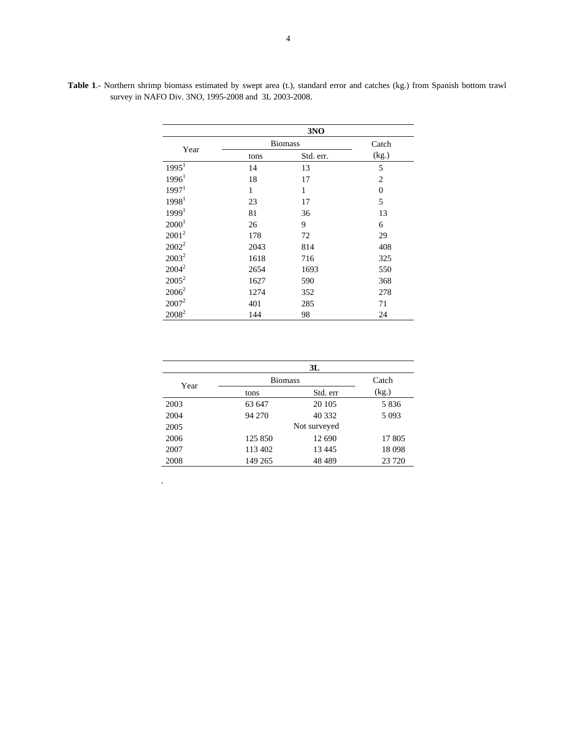**Table 1**.- Northern shrimp biomass estimated by swept area (t.), standard error and catches (kg.) from Spanish bottom trawl survey in NAFO Div. 3NO, 1995-2008 and 3L 2003-2008.

| Year | 3NO | | |
|---|---|---|---|
| | Biomass | | Catch |
| | tons | Std. err. | (kg.) |
| 1995[1] | 14 | 13 | 5 |
| 1996[1] | 18 | 17 | 2 |
| 1997[1] | 1 | 1 | 0 |
| 1998[1] | 23 | 17 | 5 |
| 1999[1] | 81 | 36 | 13 |
| 2000[1] | 26 | 9 | 6 |
| 2001[2] | 178 | 72 | 29 |
| 2002[2] | 2043 | 814 | 408 |
| 2003[2] | 1618 | 716 | 325 |
| 2004[2] | 2654 | 1693 | 550 |
| 2005[2] | 1627 | 590 | 368 |
| 2006[2] | 1274 | 352 | 278 |
| 2007[2] | 401 | 285 | 71 |
| 2008[2] | 144 | 98 | 24 |

| Year | 3L | | |
|---|---|---|---|
| | Biomass | | Catch |
| | tons | Std. err | (kg.) |
| 2003 | 63 647 | 20 105 | 5 836 |
| 2004 | 94 270 | 40 332 | 5 093 |
| 2005 | Not surveyed | | |
| 2006 | 125 850 | 12 690 | 17 805 |
| 2007 | 113 402 | 13 445 | 18 098 |
| 2008 | 149 265 | 48 489 | 23 720 |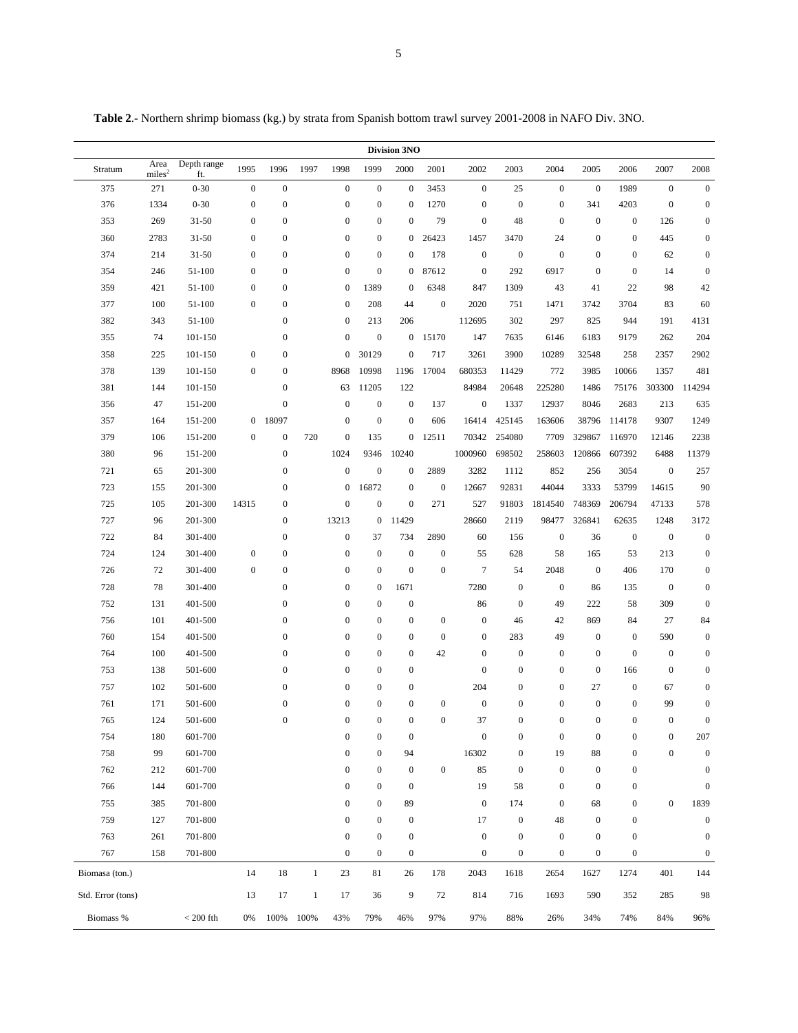**Table 2**.- Northern shrimp biomass (kg.) by strata from Spanish bottom trawl survey 2001-2008 in NAFO Div. 3NO.

| Division 3NO | | | | | | | | | | | | | | | | |
|---|---|---|---|---|---|---|---|---|---|---|---|---|---|---|---|---|
| Stratum | Area $miles^2$ | Depth range ft. | 1995 | 1996 | 1997 | 1998 | 1999 | 2000 | 2001 | 2002 | 2003 | 2004 | 2005 | 2006 | 2007 | 2008 |
| 375 | 271 | 0-30 | 0 | 0 | | 0 | 0 | 0 | 3453 | 0 | 25 | 0 | 0 | 1989 | 0 | 0 |
| 376 | 1334 | 0-30 | 0 | 0 | | 0 | 0 | 0 | 1270 | 0 | 0 | 0 | 341 | 4203 | 0 | 0 |
| 353 | 269 | 31-50 | 0 | 0 | | 0 | 0 | 0 | 79 | 0 | 48 | 0 | 0 | 0 | 126 | 0 |
| 360 | 2783 | 31-50 | 0 | 0 | | 0 | 0 | 0 | 26423 | 1457 | 3470 | 24 | 0 | 0 | 445 | 0 |
| 374 | 214 | 31-50 | 0 | 0 | | 0 | 0 | 0 | 178 | 0 | 0 | 0 | 0 | 0 | 62 | 0 |
| 354 | 246 | 51-100 | 0 | 0 | | 0 | 0 | 0 | 87612 | 0 | 292 | 6917 | 0 | 0 | 14 | 0 |
| 359 | 421 | 51-100 | 0 | 0 | | 0 | 1389 | 0 | 6348 | 847 | 1309 | 43 | 41 | 22 | 98 | 42 |
| 377 | 100 | 51-100 | 0 | 0 | | 0 | 208 | 44 | 0 | 2020 | 751 | 1471 | 3742 | 3704 | 83 | 60 |
| 382 | 343 | 51-100 | | 0 | | 0 | 213 | 206 | | 112695 | 302 | 297 | 825 | 944 | 191 | 4131 |
| 355 | 74 | 101-150 | | 0 | | 0 | 0 | 0 | 15170 | 147 | 7635 | 6146 | 6183 | 9179 | 262 | 204 |
| 358 | 225 | 101-150 | 0 | 0 | | 0 | 30129 | 0 | 717 | 3261 | 3900 | 10289 | 32548 | 258 | 2357 | 2902 |
| 378 | 139 | 101-150 | 0 | 0 | | 8968 | 10998 | 1196 | 17004 | 680353 | 11429 | 772 | 3985 | 10066 | 1357 | 481 |
| 381 | 144 | 101-150 | | 0 | | 63 | 11205 | 122 | | 84984 | 20648 | 225280 | 1486 | 75176 | 303300 | 114294 |
| 356 | 47 | 151-200 | | 0 | | 0 | 0 | 0 | 137 | 0 | 1337 | 12937 | 8046 | 2683 | 213 | 635 |
| 357 | 164 | 151-200 | 0 | 18097 | | 0 | 0 | 0 | 606 | 16414 | 425145 | 163606 | 38796 | 114178 | 9307 | 1249 |
| 379 | 106 | 151-200 | 0 | 0 | 720 | 0 | 135 | 0 | 12511 | 70342 | 254080 | 7709 | 329867 | 116970 | 12146 | 2238 |
| 380 | 96 | 151-200 | | 0 | | 1024 | 9346 | 10240 | | 1000960 | 698502 | 258603 | 120866 | 607392 | 6488 | 11379 |
| 721 | 65 | 201-300 | | 0 | | 0 | 0 | 0 | 2889 | 3282 | 1112 | 852 | 256 | 3054 | 0 | 257 |
| 723 | 155 | 201-300 | | 0 | | 0 | 16872 | 0 | 0 | 12667 | 92831 | 44044 | 3333 | 53799 | 14615 | 90 |
| 725 | 105 | 201-300 | 14315 | 0 | | 0 | 0 | 0 | 271 | 527 | 91803 | 1814540 | 748369 | 206794 | 47133 | 578 |
| 727 | 96 | 201-300 | | 0 | | 13213 | 0 | 11429 | | 28660 | 2119 | 98477 | 326841 | 62635 | 1248 | 3172 |
| 722 | 84 | 301-400 | | 0 | | 0 | 37 | 734 | 2890 | 60 | 156 | 0 | 36 | 0 | 0 | 0 |
| 724 | 124 | 301-400 | 0 | 0 | | 0 | 0 | 0 | 0 | 55 | 628 | 58 | 165 | 53 | 213 | 0 |
| 726 | 72 | 301-400 | 0 | 0 | | 0 | 0 | 0 | 0 | 7 | 54 | 2048 | 0 | 406 | 170 | 0 |
| 728 | 78 | 301-400 | | 0 | | 0 | 0 | 1671 | | 7280 | 0 | 0 | 86 | 135 | 0 | 0 |
| 752 | 131 | 401-500 | | 0 | | 0 | 0 | 0 | | 86 | 0 | 49 | 222 | 58 | 309 | 0 |
| 756 | 101 | 401-500 | | 0 | | 0 | 0 | 0 | 0 | 0 | 46 | 42 | 869 | 84 | 27 | 84 |
| 760 | 154 | 401-500 | | 0 | | 0 | 0 | 0 | 0 | 0 | 283 | 49 | 0 | 0 | 590 | 0 |
| 764 | 100 | 401-500 | | 0 | | 0 | 0 | 0 | 42 | 0 | 0 | 0 | 0 | 0 | 0 | 0 |
| 753 | 138 | 501-600 | | 0 | | 0 | 0 | 0 | | 0 | 0 | 0 | 0 | 166 | 0 | 0 |
| 757 | 102 | 501-600 | | 0 | | 0 | 0 | 0 | | 204 | 0 | 0 | 27 | 0 | 67 | 0 |
| 761 | 171 | 501-600 | | 0 | | 0 | 0 | 0 | 0 | 0 | 0 | 0 | 0 | 0 | 99 | 0 |
| 765 | 124 | 501-600 | | 0 | | 0 | 0 | 0 | 0 | 37 | 0 | 0 | 0 | 0 | 0 | 0 |
| 754 | 180 | 601-700 | | | | 0 | 0 | 0 | | 0 | 0 | 0 | 0 | 0 | 0 | 207 |
| 758 | 99 | 601-700 | | | | 0 | 0 | 94 | | 16302 | 0 | 19 | 88 | 0 | 0 | 0 |
| 762 | 212 | 601-700 | | | | 0 | 0 | 0 | 0 | 85 | 0 | 0 | 0 | 0 | | 0 |
| 766 | 144 | 601-700 | | | | 0 | 0 | 0 | | 19 | 58 | 0 | 0 | 0 | | 0 |
| 755 | 385 | 701-800 | | | | 0 | 0 | 89 | | 0 | 174 | 0 | 68 | 0 | 0 | 1839 |
| 759 | 127 | 701-800 | | | | 0 | 0 | 0 | | 17 | 0 | 48 | 0 | 0 | | 0 |
| 763 | 261 | 701-800 | | | | 0 | 0 | 0 | | 0 | 0 | 0 | 0 | 0 | | 0 |
| 767 | 158 | 701-800 | | | | 0 | 0 | 0 | | 0 | 0 | 0 | 0 | 0 | | 0 |
| Biomasa (ton.) | | | 14 | 18 | 1 | 23 | 81 | 26 | 178 | 2043 | 1618 | 2654 | 1627 | 1274 | 401 | 144 |
| Std. Error (tons) | | | 13 | 17 | 1 | 17 | 36 | 9 | 72 | 814 | 716 | 1693 | 590 | 352 | 285 | 98 |
| Biomass % | | < 200 fth | 0% | 100% | 100% | 43% | 79% | 46% | 97% | 97% | 88% | 26% | 34% | 74% | 84% | 96% |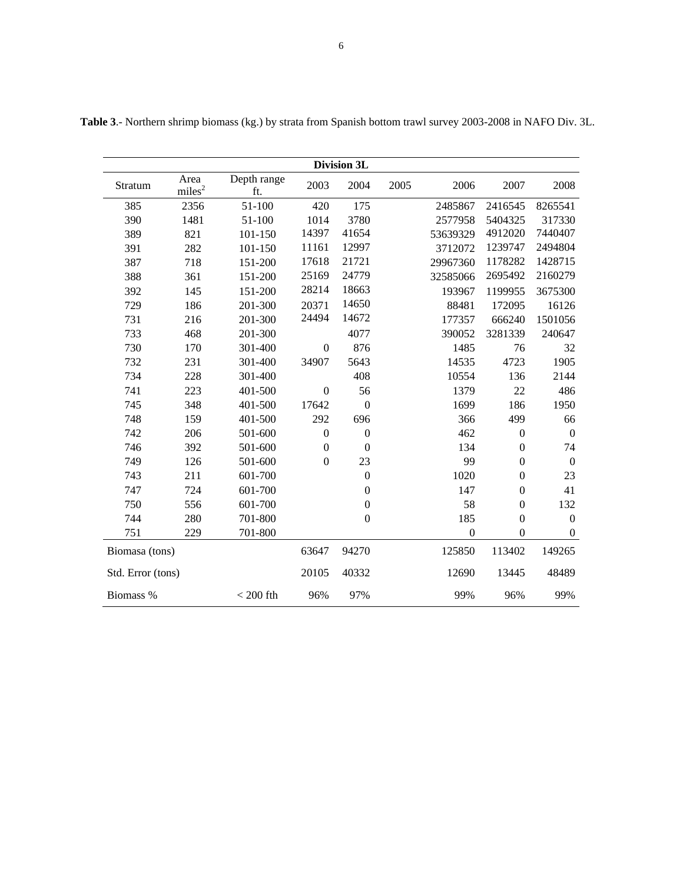**Table 3**.- Northern shrimp biomass (kg.) by strata from Spanish bottom trawl survey 2003-2008 in NAFO Div. 3L.

| Division 3L | | | | | | | | |
|---|---|---|---|---|---|---|---|---|
| Stratum | Area miles$^2$ | Depth range ft. | 2003 | 2004 | 2005 | 2006 | 2007 | 2008 |
| 385 | 2356 | 51-100 | 420 | 175 | | 2485867 | 2416545 | 8265541 |
| 390 | 1481 | 51-100 | 1014 | 3780 | | 2577958 | 5404325 | 317330 |
| 389 | 821 | 101-150 | 14397 | 41654 | | 53639329 | 4912020 | 7440407 |
| 391 | 282 | 101-150 | 11161 | 12997 | | 3712072 | 1239747 | 2494804 |
| 387 | 718 | 151-200 | 17618 | 21721 | | 29967360 | 1178282 | 1428715 |
| 388 | 361 | 151-200 | 25169 | 24779 | | 32585066 | 2695492 | 2160279 |
| 392 | 145 | 151-200 | 28214 | 18663 | | 193967 | 1199955 | 3675300 |
| 729 | 186 | 201-300 | 20371 | 14650 | | 88481 | 172095 | 16126 |
| 731 | 216 | 201-300 | 24494 | 14672 | | 177357 | 666240 | 1501056 |
| 733 | 468 | 201-300 | | 4077 | | 390052 | 3281339 | 240647 |
| 730 | 170 | 301-400 | 0 | 876 | | 1485 | 76 | 32 |
| 732 | 231 | 301-400 | 34907 | 5643 | | 14535 | 4723 | 1905 |
| 734 | 228 | 301-400 | | 408 | | 10554 | 136 | 2144 |
| 741 | 223 | 401-500 | 0 | 56 | | 1379 | 22 | 486 |
| 745 | 348 | 401-500 | 17642 | 0 | | 1699 | 186 | 1950 |
| 748 | 159 | 401-500 | 292 | 696 | | 366 | 499 | 66 |
| 742 | 206 | 501-600 | 0 | 0 | | 462 | 0 | 0 |
| 746 | 392 | 501-600 | 0 | 0 | | 134 | 0 | 74 |
| 749 | 126 | 501-600 | 0 | 23 | | 99 | 0 | 0 |
| 743 | 211 | 601-700 | | 0 | | 1020 | 0 | 23 |
| 747 | 724 | 601-700 | | 0 | | 147 | 0 | 41 |
| 750 | 556 | 601-700 | | 0 | | 58 | 0 | 132 |
| 744 | 280 | 701-800 | | 0 | | 185 | 0 | 0 |
| 751 | 229 | 701-800 | | | | 0 | 0 | 0 |
| Biomasa (tons) | | | 63647 | 94270 | | 125850 | 113402 | 149265 |
| Std. Error (tons) | | | 20105 | 40332 | | 12690 | 13445 | 48489 |
| Biomass % | | < 200 fth | 96% | 97% | | 99% | 96% | 99% |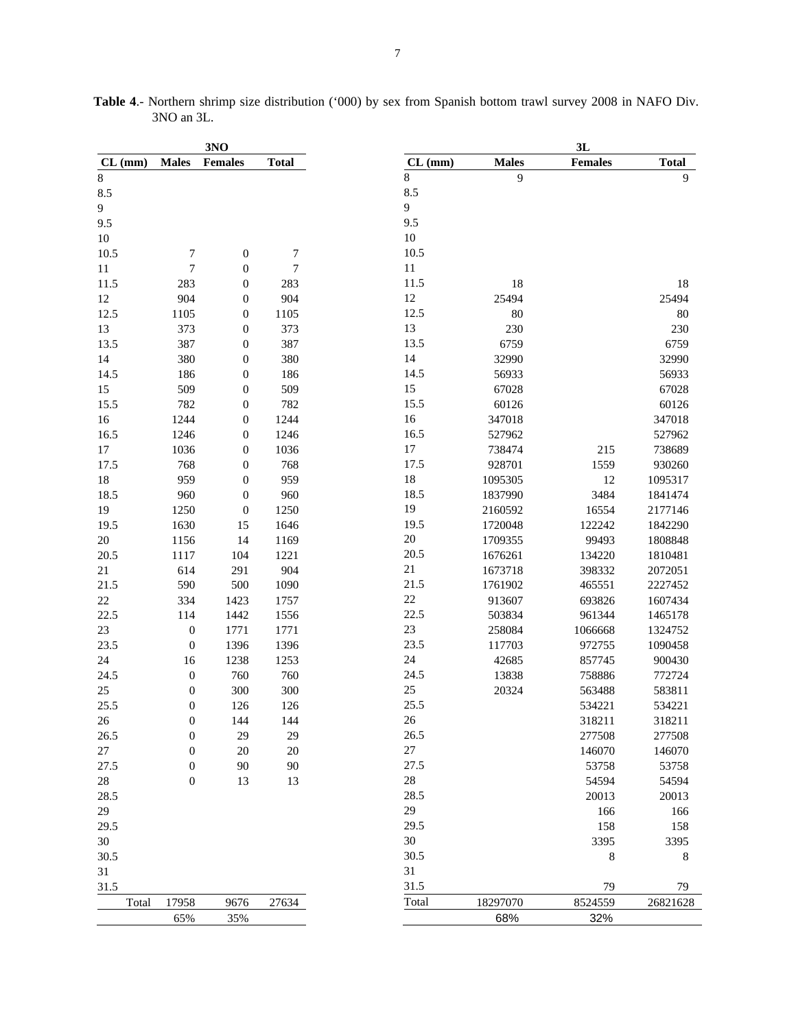**Table 4**.- Northern shrimp size distribution ('000) by sex from Spanish bottom trawl survey 2008 in NAFO Div. 3NO an 3L.

| | 3NO | | |
|---|---|---|---|
| CL (mm) | Males | Females | Total |
| 8 | | | |
| 8.5 | | | |
| 9 | | | |
| 9.5 | | | |
| 10 | | | |
| 10.5 | 7 | 0 | 7 |
| 11 | 7 | 0 | 7 |
| 11.5 | 283 | 0 | 283 |
| 12 | 904 | 0 | 904 |
| 12.5 | 1105 | 0 | 1105 |
| 13 | 373 | 0 | 373 |
| 13.5 | 387 | 0 | 387 |
| 14 | 380 | 0 | 380 |
| 14.5 | 186 | 0 | 186 |
| 15 | 509 | 0 | 509 |
| 15.5 | 782 | 0 | 782 |
| 16 | 1244 | 0 | 1244 |
| 16.5 | 1246 | 0 | 1246 |
| 17 | 1036 | 0 | 1036 |
| 17.5 | 768 | 0 | 768 |
| 18 | 959 | 0 | 959 |
| 18.5 | 960 | 0 | 960 |
| 19 | 1250 | 0 | 1250 |
| 19.5 | 1630 | 15 | 1646 |
| 20 | 1156 | 14 | 1169 |
| 20.5 | 1117 | 104 | 1221 |
| 21 | 614 | 291 | 904 |
| 21.5 | 590 | 500 | 1090 |
| 22 | 334 | 1423 | 1757 |
| 22.5 | 114 | 1442 | 1556 |
| 23 | 0 | 1771 | 1771 |
| 23.5 | 0 | 1396 | 1396 |
| 24 | 16 | 1238 | 1253 |
| 24.5 | 0 | 760 | 760 |
| 25 | 0 | 300 | 300 |
| 25.5 | 0 | 126 | 126 |
| 26 | 0 | 144 | 144 |
| 26.5 | 0 | 29 | 29 |
| 27 | 0 | 20 | 20 |
| 27.5 | 0 | 90 | 90 |
| 28 | 0 | 13 | 13 |
| 28.5 | | | |
| 29 | | | |
| 29.5 | | | |
| 30 | | | |
| 30.5 | | | |
| 31 | | | |
| 31.5 | | | |
| Total | 17958 | 9676 | 27634 |
| | 65% | 35% | |

| | 3L | | |
|---|---|---|---|
| CL (mm) | Males | Females | Total |
| 8 | 9 | | 9 |
| 8.5 | | | |
| 9 | | | |
| 9.5 | | | |
| 10 | | | |
| 10.5 | | | |
| 11 | | | |
| 11.5 | 18 | | 18 |
| 12 | 25494 | | 25494 |
| 12.5 | 80 | | 80 |
| 13 | 230 | | 230 |
| 13.5 | 6759 | | 6759 |
| 14 | 32990 | | 32990 |
| 14.5 | 56933 | | 56933 |
| 15 | 67028 | | 67028 |
| 15.5 | 60126 | | 60126 |
| 16 | 347018 | | 347018 |
| 16.5 | 527962 | | 527962 |
| 17 | 738474 | 215 | 738689 |
| 17.5 | 928701 | 1559 | 930260 |
| 18 | 1095305 | 12 | 1095317 |
| 18.5 | 1837990 | 3484 | 1841474 |
| 19 | 2160592 | 16554 | 2177146 |
| 19.5 | 1720048 | 122242 | 1842290 |
| 20 | 1709355 | 99493 | 1808848 |
| 20.5 | 1676261 | 134220 | 1810481 |
| 21 | 1673718 | 398332 | 2072051 |
| 21.5 | 1761902 | 465551 | 2227452 |
| 22 | 913607 | 693826 | 1607434 |
| 22.5 | 503834 | 961344 | 1465178 |
| 23 | 258084 | 1066668 | 1324752 |
| 23.5 | 117703 | 972755 | 1090458 |
| 24 | 42685 | 857745 | 900430 |
| 24.5 | 13838 | 758886 | 772724 |
| 25 | 20324 | 563488 | 583811 |
| 25.5 | | 534221 | 534221 |
| 26 | | 318211 | 318211 |
| 26.5 | | 277508 | 277508 |
| 27 | | 146070 | 146070 |
| 27.5 | | 53758 | 53758 |
| 28 | | 54594 | 54594 |
| 28.5 | | 20013 | 20013 |
| 29 | | 166 | 166 |
| 29.5 | | 158 | 158 |
| 30 | | 3395 | 3395 |
| 30.5 | | 8 | 8 |
| 31 | | | |
| 31.5 | | 79 | 79 |
| Total | 18297070 | 8524559 | 26821628 |
| | 68% | 32% | |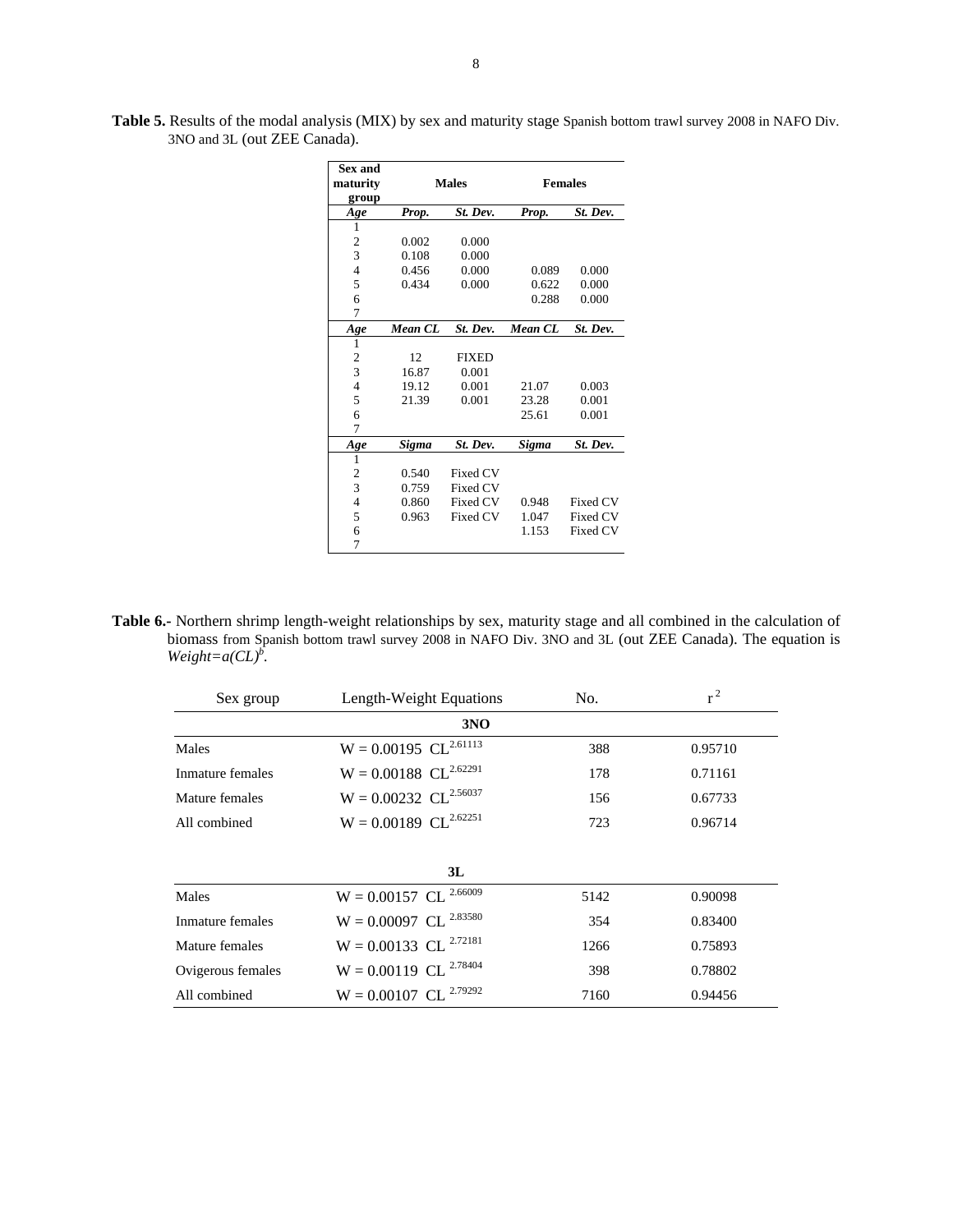**Table 5.** Results of the modal analysis (MIX) by sex and maturity stage Spanish bottom trawl survey 2008 in NAFO Div. 3NO and 3L (out ZEE Canada).

| Sex and maturity group | Males | | Females | |
|---|---|---|---|---|
| ***Age*** | ***Prop.*** | ***St. Dev.*** | ***Prop.*** | ***St. Dev.*** |
| 1 | | | | |
| 2 | 0.002 | 0.000 | | |
| 3 | 0.108 | 0.000 | | |
| 4 | 0.456 | 0.000 | 0.089 | 0.000 |
| 5 | 0.434 | 0.000 | 0.622 | 0.000 |
| 6 | | | 0.288 | 0.000 |
| 7 | | | | |
| ***Age*** | ***Mean CL*** | ***St. Dev.*** | ***Mean CL*** | ***St. Dev.*** |
| 1 | | | | |
| 2 | 12 | FIXED | | |
| 3 | 16.87 | 0.001 | | |
| 4 | 19.12 | 0.001 | 21.07 | 0.003 |
| 5 | 21.39 | 0.001 | 23.28 | 0.001 |
| 6 | | | 25.61 | 0.001 |
| 7 | | | | |
| ***Age*** | ***Sigma*** | ***St. Dev.*** | ***Sigma*** | ***St. Dev.*** |
| 1 | | | | |
| 2 | 0.540 | Fixed CV | | |
| 3 | 0.759 | Fixed CV | | |
| 4 | 0.860 | Fixed CV | 0.948 | Fixed CV |
| 5 | 0.963 | Fixed CV | 1.047 | Fixed CV |
| 6 | | | 1.153 | Fixed CV |
| 7 | | | | |

**Table 6.-** Northern shrimp length-weight relationships by sex, maturity stage and all combined in the calculation of biomass from Spanish bottom trawl survey 2008 in NAFO Div. 3NO and 3L (out ZEE Canada). The equation is $Weight=a(CL)^b$.

| Sex group | Length-Weight Equations | No. | $r^2$ |
|---|---|---|---|
| | **3NO** | | |
| Males | $W = 0.00195\ CL^{2.61113}$ | 388 | 0.95710 |
| Inmature females | $W = 0.00188\ CL^{2.62291}$ | 178 | 0.71161 |
| Mature females | $W = 0.00232\ CL^{2.56037}$ | 156 | 0.67733 |
| All combined | $W = 0.00189\ CL^{2.62251}$ | 723 | 0.96714 |
| | **3L** | | |
| Males | $W = 0.00157\ CL^{2.66009}$ | 5142 | 0.90098 |
| Inmature females | $W = 0.00097\ CL^{2.83580}$ | 354 | 0.83400 |
| Mature females | $W = 0.00133\ CL^{2.72181}$ | 1266 | 0.75893 |
| Ovigerous females | $W = 0.00119\ CL^{2.78404}$ | 398 | 0.78802 |
| All combined | $W = 0.00107\ CL^{2.79292}$ | 7160 | 0.94456 |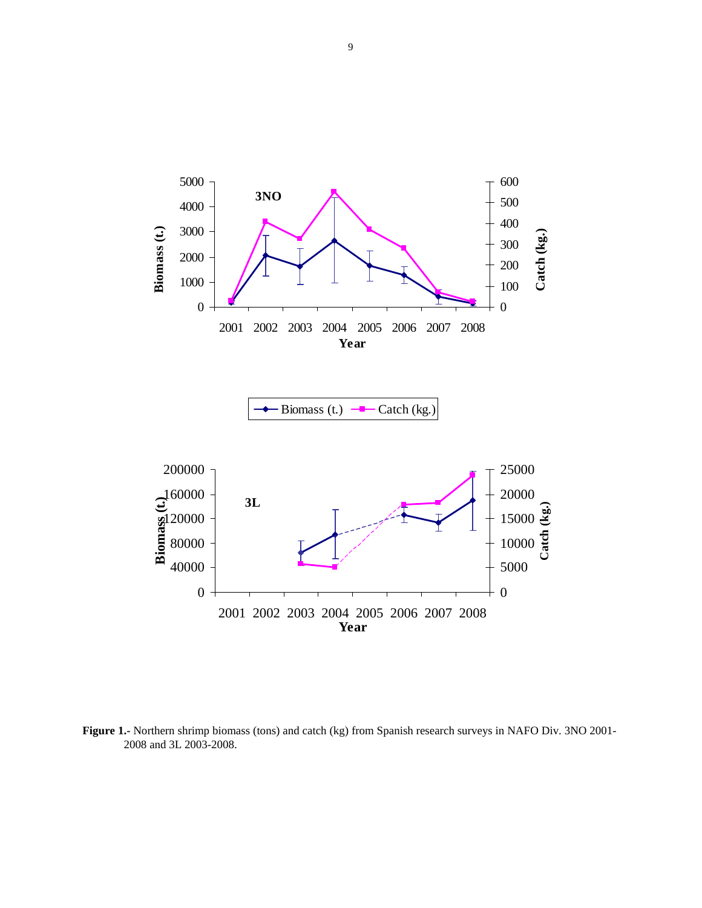**Figure 1.-** Northern shrimp biomass (tons) and catch (kg) from Spanish research surveys in NAFO Div. 3NO 2001-2008 and 3L 2003-2008.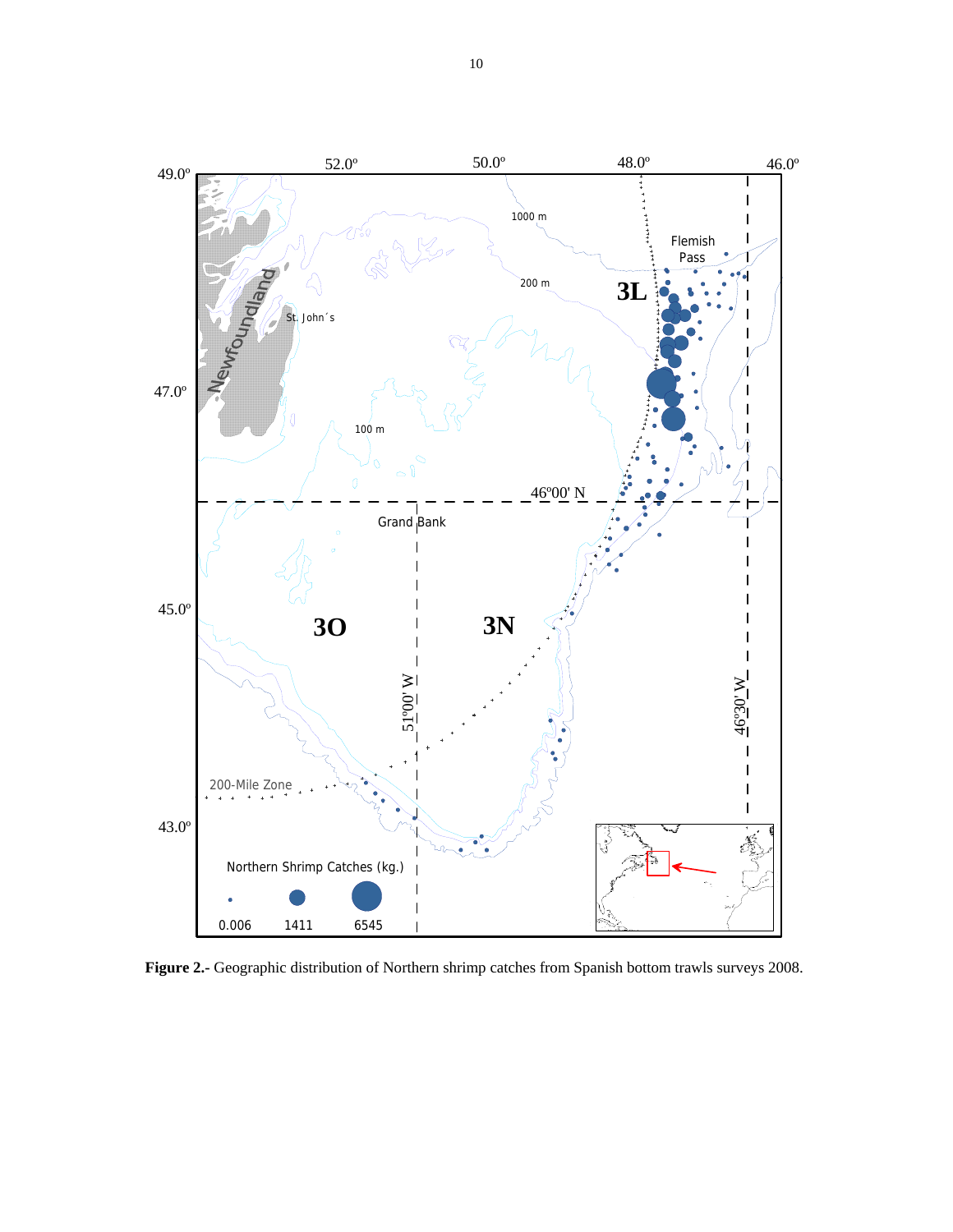**Figure 2.-** Geographic distribution of Northern shrimp catches from Spanish bottom trawls surveys 2008.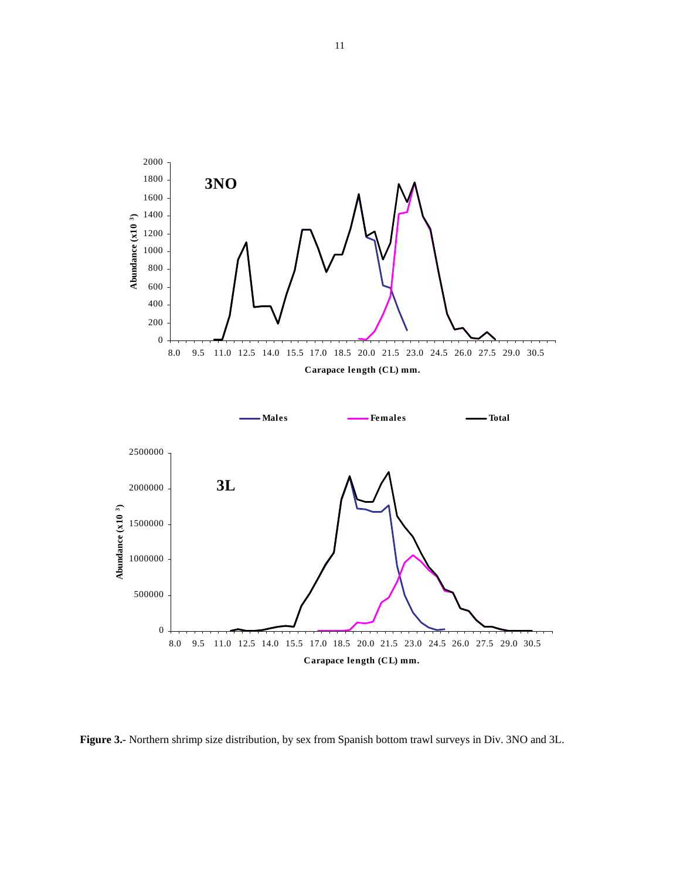3NO

Abundance (x10 ³)

2000
1800
1600
1400
1200
1000
800
600
400
200
0

8.0 9.5 11.0 12.5 14.0 15.5 17.0 18.5 20.0 21.5 23.0 24.5 26.0 27.5 29.0 30.5

Carapace length (CL) mm.

Males Females Total

3L

Abundance (x10 ³)

2500000
2000000
1500000
1000000
500000
0

8.0 9.5 11.0 12.5 14.0 15.5 17.0 18.5 20.0 21.5 23.0 24.5 26.0 27.5 29.0 30.5

Carapace length (CL) mm.

**Figure 3.-** Northern shrimp size distribution, by sex from Spanish bottom trawl surveys in Div. 3NO and 3L.